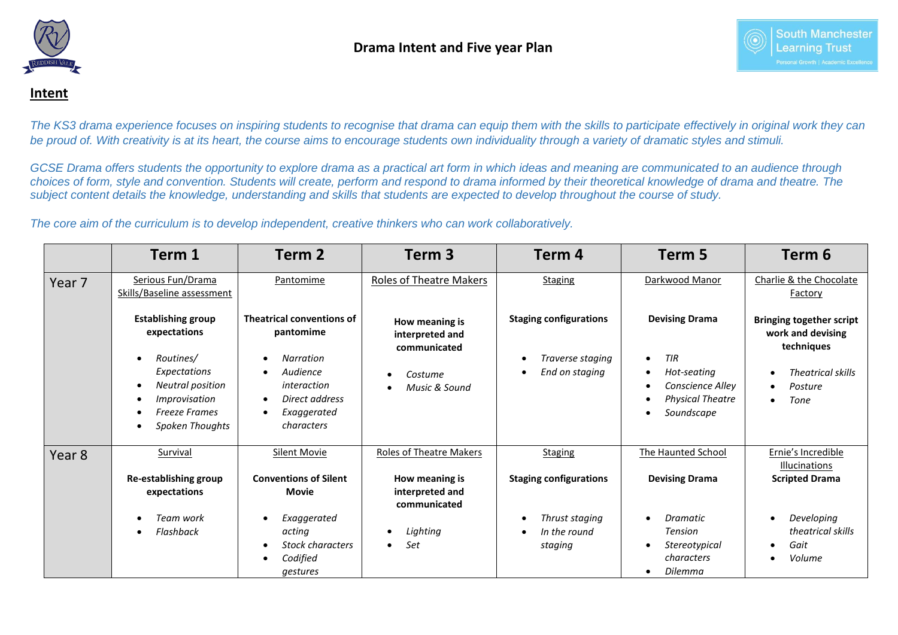# Drama Intent and Five year Plan

## Intent

*The KS3 drama experience focuses on inspiring students to recognise that drama can equip them with the skills to participate effectively in original work they can be proud of. With creativity is at its heart, the course aims to encourage students own individuality through a variety of dramatic styles and stimuli.*

*GCSE Drama offers students the opportunity to explore drama as a practical art form in which ideas and meaning are communicated to an audience through choices of form, style and convention. Students will create, perform and respond to drama informed by their theoretical knowledge of drama and theatre. The subject content details the knowledge, understanding and skills that students are expected to develop throughout the course of study.*

*The core aim of the curriculum is to develop independent, creative thinkers who can work collaboratively.*

| | Term 1 | Term 2 | Term 3 | Term 4 | Term 5 | Term 6 |
|---|---|---|---|---|---|---|
| Year 7 | Serious Fun/Drama Skills/Baseline assessment<br><br>**Establishing group expectations**<br>• *Routines/ Expectations*<br>• *Neutral position*<br>• *Improvisation*<br>• *Freeze Frames*<br>• *Spoken Thoughts* | Pantomime<br><br>**Theatrical conventions of pantomime**<br>• *Narration*<br>• *Audience interaction*<br>• *Direct address*<br>• *Exaggerated characters* | Roles of Theatre Makers<br><br>**How meaning is interpreted and communicated**<br>• *Costume*<br>• *Music & Sound* | Staging<br><br>**Staging configurations**<br>• *Traverse staging*<br>• *End on staging* | Darkwood Manor<br><br>**Devising Drama**<br>• *TIR*<br>• *Hot-seating*<br>• *Conscience Alley*<br>• *Physical Theatre*<br>• *Soundscape* | Charlie & the Chocolate Factory<br><br>**Bringing together script work and devising techniques**<br>• *Theatrical skills*<br>• *Posture*<br>• *Tone* |
| Year 8 | Survival<br><br>**Re-establishing group expectations**<br>• *Team work*<br>• *Flashback* | Silent Movie<br><br>**Conventions of Silent Movie**<br>• *Exaggerated acting*<br>• *Stock characters*<br>• *Codified gestures* | Roles of Theatre Makers<br><br>**How meaning is interpreted and communicated**<br>• *Lighting*<br>• *Set* | Staging<br><br>**Staging configurations**<br>• *Thrust staging*<br>• *In the round staging* | The Haunted School<br><br>**Devising Drama**<br>• *Dramatic Tension*<br>• *Stereotypical characters*<br>• *Dilemma* | Ernie's Incredible Illucinations<br>**Scripted Drama**<br>• *Developing theatrical skills*<br>• *Gait*<br>• *Volume* |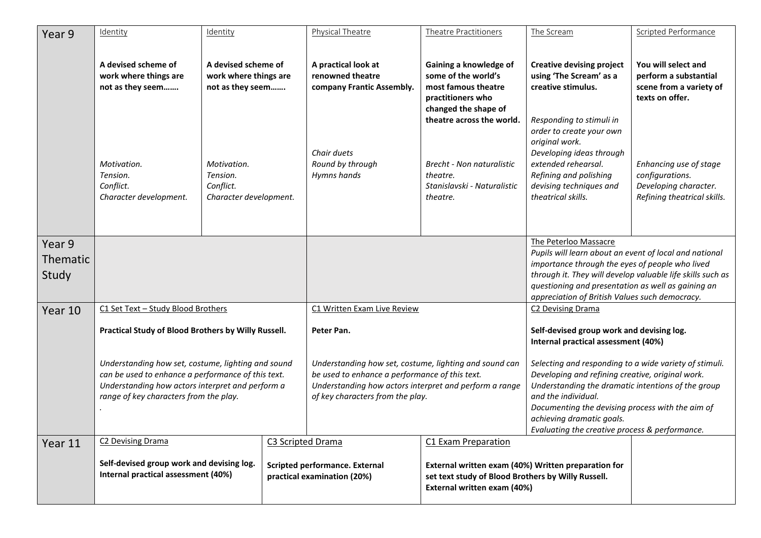| | | | | | | |
|---|---|---|---|---|---|---|
| Year 9 | Identity<br><br>**A devised scheme of work where things are not as they seem…….**<br><br>*Motivation.*<br>*Tension.*<br>*Conflict.*<br>*Character development.* | Identity<br><br>**A devised scheme of work where things are not as they seem…….**<br><br>*Motivation.*<br>*Tension.*<br>*Conflict.*<br>*Character development.* | Physical Theatre<br><br>**A practical look at renowned theatre company Frantic Assembly.**<br><br>*Chair duets*<br>*Round by through*<br>*Hymns hands* | Theatre Practitioners<br><br>**Gaining a knowledge of some of the world's most famous theatre practitioners who changed the shape of theatre across the world.**<br><br>*Brecht - Non naturalistic theatre.*<br>*Stanislavski - Naturalistic theatre.* | The Scream<br><br>**Creative devising project using 'The Scream' as a creative stimulus.**<br><br>*Responding to stimuli in order to create your own original work.*<br>*Developing ideas through extended rehearsal.*<br>*Refining and polishing devising techniques and theatrical skills.* | Scripted Performance<br><br>**You will select and perform a substantial scene from a variety of texts on offer.**<br><br>*Enhancing use of stage configurations.*<br>*Developing character.*<br>*Refining theatrical skills.* |
| Year 9 Thematic Study | | | | | The Peterloo Massacre<br>*Pupils will learn about an event of local and national importance through the eyes of people who lived through it. They will develop valuable life skills such as questioning and presentation as well as gaining an appreciation of British Values such democracy.* | |
| Year 10 | C1 Set Text – Study Blood Brothers<br><br>**Practical Study of Blood Brothers by Willy Russell.**<br><br>*Understanding how set, costume, lighting and sound can be used to enhance a performance of this text.*<br>*Understanding how actors interpret and perform a range of key characters from the play.*<br>. | | C1 Written Exam Live Review<br><br>**Peter Pan.**<br><br>*Understanding how set, costume, lighting and sound can be used to enhance a performance of this text.*<br>*Understanding how actors interpret and perform a range of key characters from the play.* | | C2 Devising Drama<br><br>**Self-devised group work and devising log. Internal practical assessment (40%)**<br><br>*Selecting and responding to a wide variety of stimuli.*<br>*Developing and refining creative, original work.*<br>*Understanding the dramatic intentions of the group and the individual.*<br>*Documenting the devising process with the aim of achieving dramatic goals.*<br>*Evaluating the creative process & performance.* | |
| Year 11 | C2 Devising Drama<br><br>**Self-devised group work and devising log. Internal practical assessment (40%)** | | C3 Scripted Drama<br><br>**Scripted performance. External practical examination (20%)** | C1 Exam Preparation<br><br>**External written exam (40%) Written preparation for set text study of Blood Brothers by Willy Russell. External written exam (40%)** | | |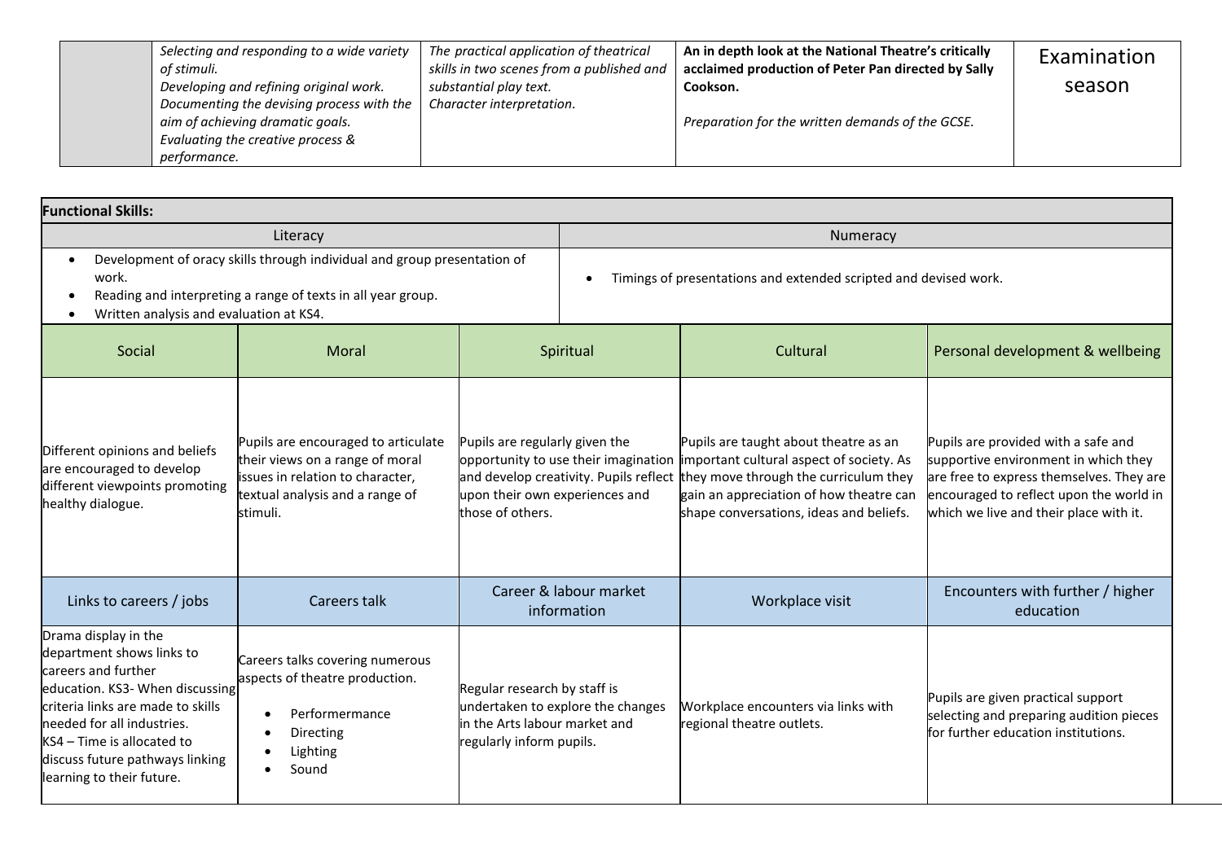| | | | | |
|---|---|---|---|---|
| | *Selecting and responding to a wide variety of stimuli.*<br>*Developing and refining original work.*<br>*Documenting the devising process with the aim of achieving dramatic goals.*<br>*Evaluating the creative process & performance.* | *The practical application of theatrical skills in two scenes from a published and substantial play text.*<br>*Character interpretation.* | **An in depth look at the National Theatre's critically acclaimed production of Peter Pan directed by Sally Cookson.**<br><br>*Preparation for the written demands of the GCSE.* | Examination season |

| **Functional Skills:** | |
|---|---|
| Literacy | Numeracy |
| • Development of oracy skills through individual and group presentation of work.<br>• Reading and interpreting a range of texts in all year group.<br>• Written analysis and evaluation at KS4. | • Timings of presentations and extended scripted and devised work. |

| Social | Moral | Spiritual | Cultural | Personal development & wellbeing |
|---|---|---|---|---|
| Different opinions and beliefs are encouraged to develop different viewpoints promoting healthy dialogue. | Pupils are encouraged to articulate their views on a range of moral issues in relation to character, textual analysis and a range of stimuli. | Pupils are regularly given the opportunity to use their imagination and develop creativity. Pupils reflect upon their own experiences and those of others. | Pupils are taught about theatre as an important cultural aspect of society. As they move through the curriculum they gain an appreciation of how theatre can shape conversations, ideas and beliefs. | Pupils are provided with a safe and supportive environment in which they are free to express themselves. They are encouraged to reflect upon the world in which we live and their place with it. |
| **Links to careers / jobs** | **Careers talk** | **Career & labour market information** | **Workplace visit** | **Encounters with further / higher education** |
| Drama display in the department shows links to careers and further education. KS3- When discussing criteria links are made to skills needed for all industries.<br>KS4 – Time is allocated to discuss future pathways linking learning to their future. | Careers talks covering numerous aspects of theatre production.<br>• Performermance<br>• Directing<br>• Lighting<br>• Sound | Regular research by staff is undertaken to explore the changes in the Arts labour market and regularly inform pupils. | Workplace encounters via links with regional theatre outlets. | Pupils are given practical support selecting and preparing audition pieces for further education institutions. |